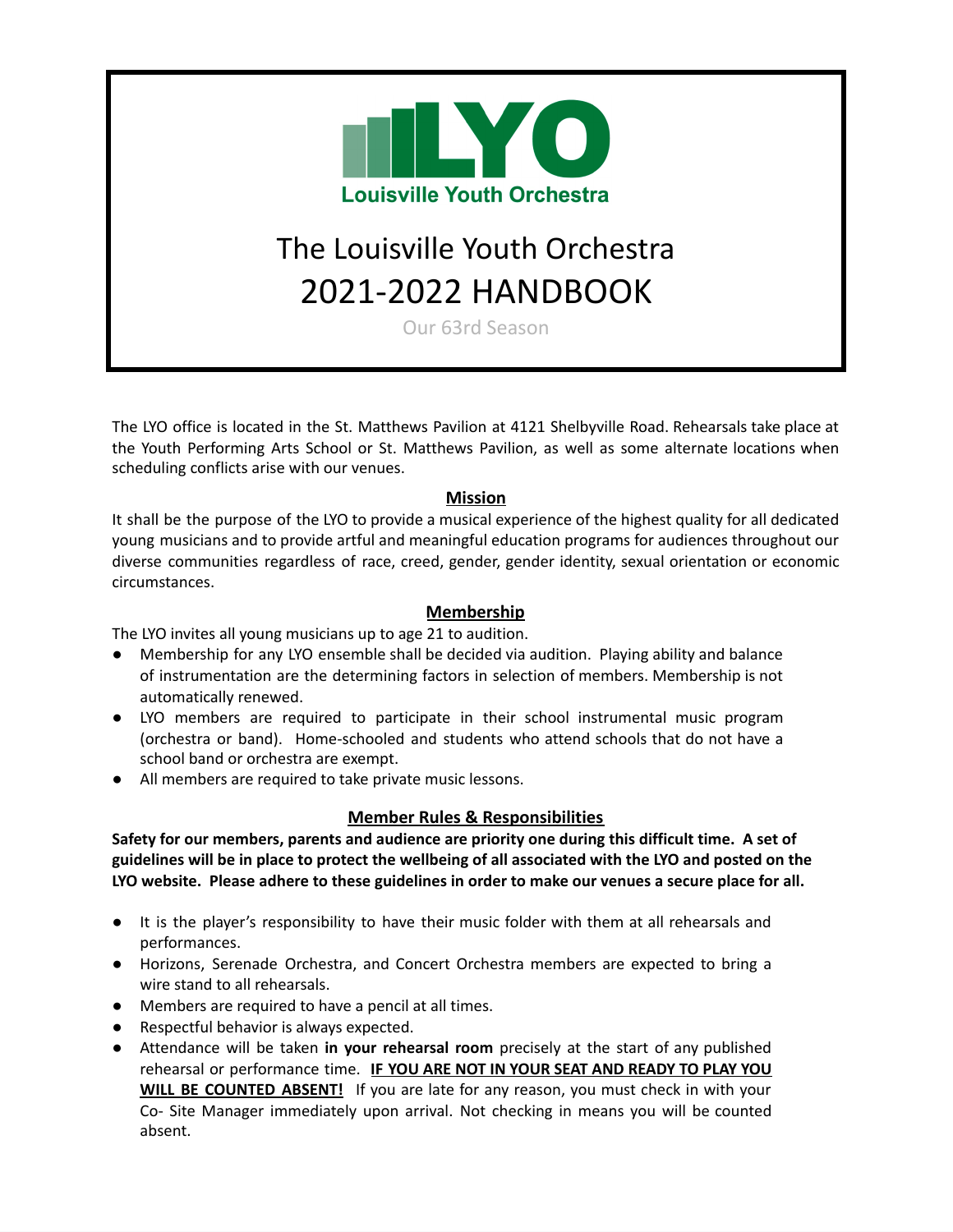# The Louisville Youth Orchestra 2021-2022 HANDBOOK

Louisville Youth Orchestra

Our 63rd Season

The LYO office is located in the St. Matthews Pavilion at 4121 Shelbyville Road. Rehearsals take place at the Youth Performing Arts School or St. Matthews Pavilion, as well as some alternate locations when scheduling conflicts arise with our venues.

## Mission

It shall be the purpose of the LYO to provide a musical experience of the highest quality for all dedicated young musicians and to provide artful and meaningful education programs for audiences throughout our diverse communities regardless of race, creed, gender, gender identity, sexual orientation or economic circumstances.

## Membership

The LYO invites all young musicians up to age 21 to audition.

- Membership for any LYO ensemble shall be decided via audition. Playing ability and balance of instrumentation are the determining factors in selection of members. Membership is not automatically renewed.
- LYO members are required to participate in their school instrumental music program (orchestra or band). Home-schooled and students who attend schools that do not have a school band or orchestra are exempt.
- All members are required to take private music lessons.

## Member Rules & Responsibilities

**Safety for our members, parents and audience are priority one during this difficult time. A set of guidelines will be in place to protect the wellbeing of all associated with the LYO and posted on the LYO website. Please adhere to these guidelines in order to make our venues a secure place for all.**

- It is the player's responsibility to have their music folder with them at all rehearsals and performances.
- Horizons, Serenade Orchestra, and Concert Orchestra members are expected to bring a wire stand to all rehearsals.
- Members are required to have a pencil at all times.
- Respectful behavior is always expected.
- Attendance will be taken **in your rehearsal room** precisely at the start of any published rehearsal or performance time. **IF YOU ARE NOT IN YOUR SEAT AND READY TO PLAY YOU WILL BE COUNTED ABSENT!** If you are late for any reason, you must check in with your Co- Site Manager immediately upon arrival. Not checking in means you will be counted absent.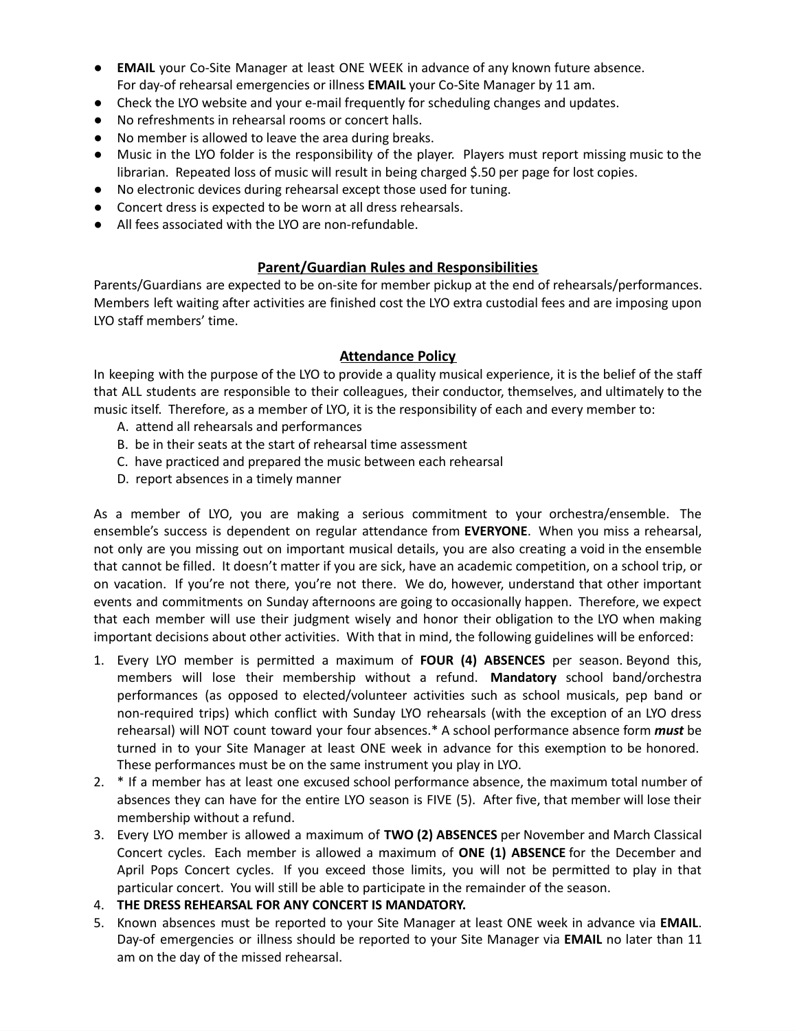- **EMAIL** your Co-Site Manager at least ONE WEEK in advance of any known future absence. For day-of rehearsal emergencies or illness **EMAIL** your Co-Site Manager by 11 am.
- Check the LYO website and your e-mail frequently for scheduling changes and updates.
- No refreshments in rehearsal rooms or concert halls.
- No member is allowed to leave the area during breaks.
- Music in the LYO folder is the responsibility of the player. Players must report missing music to the librarian. Repeated loss of music will result in being charged $.50 per page for lost copies.
- No electronic devices during rehearsal except those used for tuning.
- Concert dress is expected to be worn at all dress rehearsals.
- All fees associated with the LYO are non-refundable.

## Parent/Guardian Rules and Responsibilities

Parents/Guardians are expected to be on-site for member pickup at the end of rehearsals/performances. Members left waiting after activities are finished cost the LYO extra custodial fees and are imposing upon LYO staff members' time.

## Attendance Policy

In keeping with the purpose of the LYO to provide a quality musical experience, it is the belief of the staff that ALL students are responsible to their colleagues, their conductor, themselves, and ultimately to the music itself. Therefore, as a member of LYO, it is the responsibility of each and every member to:

A. attend all rehearsals and performances
B. be in their seats at the start of rehearsal time assessment
C. have practiced and prepared the music between each rehearsal
D. report absences in a timely manner

As a member of LYO, you are making a serious commitment to your orchestra/ensemble. The ensemble's success is dependent on regular attendance from **EVERYONE**. When you miss a rehearsal, not only are you missing out on important musical details, you are also creating a void in the ensemble that cannot be filled. It doesn't matter if you are sick, have an academic competition, on a school trip, or on vacation. If you're not there, you're not there. We do, however, understand that other important events and commitments on Sunday afternoons are going to occasionally happen. Therefore, we expect that each member will use their judgment wisely and honor their obligation to the LYO when making important decisions about other activities. With that in mind, the following guidelines will be enforced:

1. Every LYO member is permitted a maximum of **FOUR (4) ABSENCES** per season. Beyond this, members will lose their membership without a refund. **Mandatory** school band/orchestra performances (as opposed to elected/volunteer activities such as school musicals, pep band or non-required trips) which conflict with Sunday LYO rehearsals (with the exception of an LYO dress rehearsal) will NOT count toward your four absences.* A school performance absence form ***must*** be turned in to your Site Manager at least ONE week in advance for this exemption to be honored. These performances must be on the same instrument you play in LYO.
2. * If a member has at least one excused school performance absence, the maximum total number of absences they can have for the entire LYO season is FIVE (5). After five, that member will lose their membership without a refund.
3. Every LYO member is allowed a maximum of **TWO (2) ABSENCES** per November and March Classical Concert cycles. Each member is allowed a maximum of **ONE (1) ABSENCE** for the December and April Pops Concert cycles. If you exceed those limits, you will not be permitted to play in that particular concert. You will still be able to participate in the remainder of the season.
4. **THE DRESS REHEARSAL FOR ANY CONCERT IS MANDATORY.**
5. Known absences must be reported to your Site Manager at least ONE week in advance via **EMAIL**. Day-of emergencies or illness should be reported to your Site Manager via **EMAIL** no later than 11 am on the day of the missed rehearsal.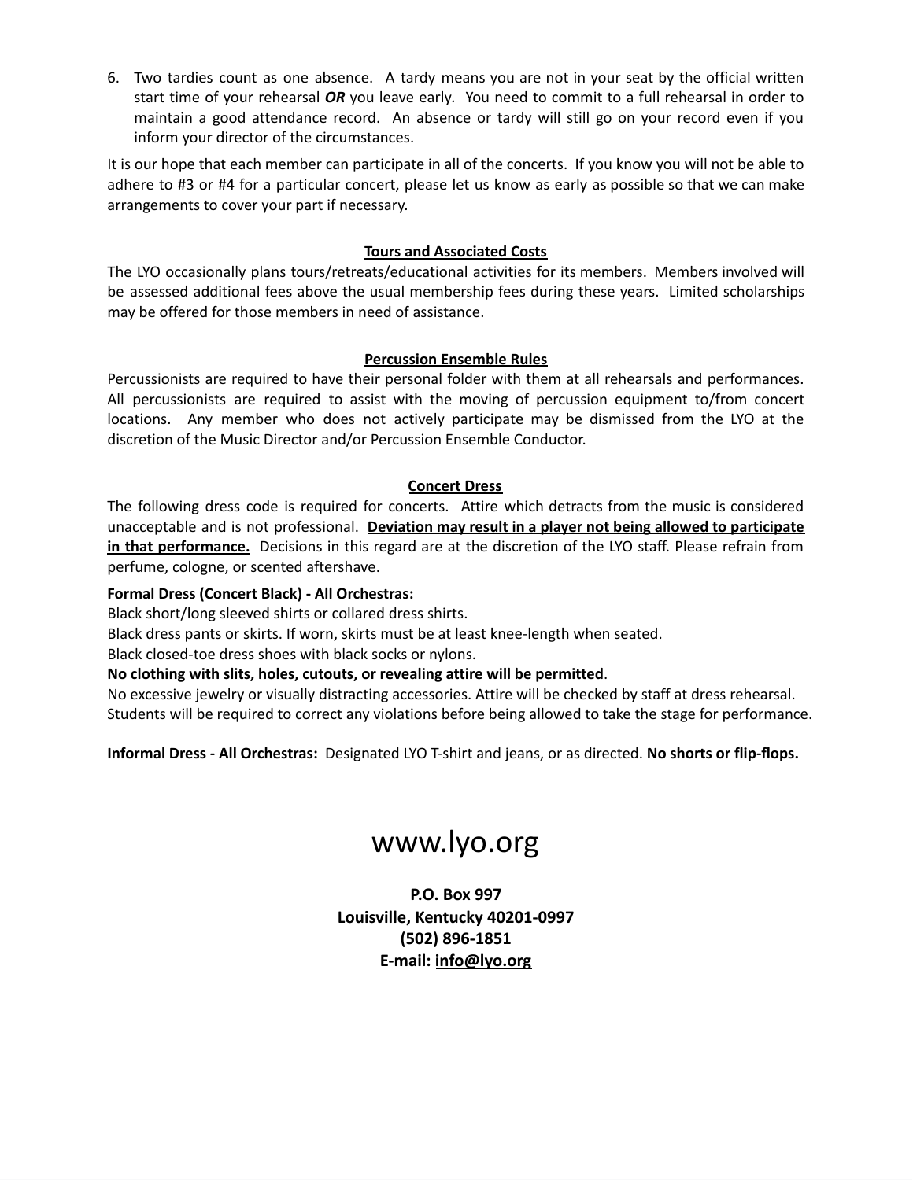6. Two tardies count as one absence. A tardy means you are not in your seat by the official written start time of your rehearsal ***OR*** you leave early. You need to commit to a full rehearsal in order to maintain a good attendance record. An absence or tardy will still go on your record even if you inform your director of the circumstances.

It is our hope that each member can participate in all of the concerts. If you know you will not be able to adhere to #3 or #4 for a particular concert, please let us know as early as possible so that we can make arrangements to cover your part if necessary.

## Tours and Associated Costs

The LYO occasionally plans tours/retreats/educational activities for its members. Members involved will be assessed additional fees above the usual membership fees during these years. Limited scholarships may be offered for those members in need of assistance.

## Percussion Ensemble Rules

Percussionists are required to have their personal folder with them at all rehearsals and performances. All percussionists are required to assist with the moving of percussion equipment to/from concert locations. Any member who does not actively participate may be dismissed from the LYO at the discretion of the Music Director and/or Percussion Ensemble Conductor.

## Concert Dress

The following dress code is required for concerts. Attire which detracts from the music is considered unacceptable and is not professional. **Deviation may result in a player not being allowed to participate in that performance.** Decisions in this regard are at the discretion of the LYO staff. Please refrain from perfume, cologne, or scented aftershave.

**Formal Dress (Concert Black) - All Orchestras:**
Black short/long sleeved shirts or collared dress shirts.
Black dress pants or skirts. If worn, skirts must be at least knee-length when seated.
Black closed-toe dress shoes with black socks or nylons.
**No clothing with slits, holes, cutouts, or revealing attire will be permitted**.
No excessive jewelry or visually distracting accessories. Attire will be checked by staff at dress rehearsal. Students will be required to correct any violations before being allowed to take the stage for performance.

**Informal Dress - All Orchestras:** Designated LYO T-shirt and jeans, or as directed. **No shorts or flip-flops.**

# www.lyo.org

**P.O. Box 997**
**Louisville, Kentucky 40201-0997**
**(502) 896-1851**
**E-mail: info@lyo.org**